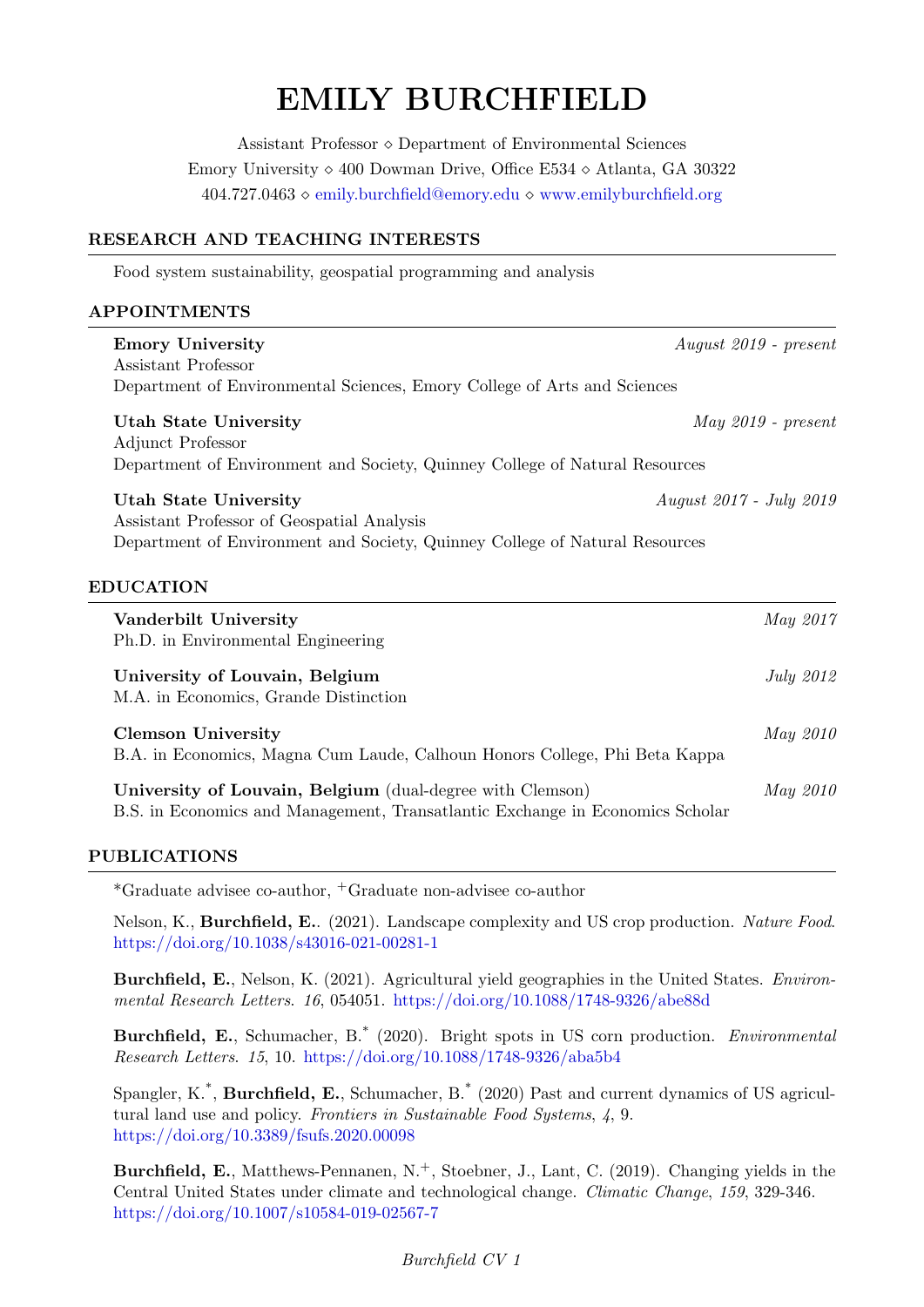# EMILY BURCHFIELD

Assistant Professor ⋄ Department of Environmental Sciences
Emory University ⋄ 400 Dowman Drive, Office E534 ⋄ Atlanta, GA 30322
404.727.0463 ⋄ emily.burchfield@emory.edu ⋄ www.emilyburchfield.org

## RESEARCH AND TEACHING INTERESTS

Food system sustainability, geospatial programming and analysis

## APPOINTMENTS

**Emory University** — *August 2019 - present*
Assistant Professor
Department of Environmental Sciences, Emory College of Arts and Sciences

**Utah State University** — *May 2019 - present*
Adjunct Professor
Department of Environment and Society, Quinney College of Natural Resources

**Utah State University** — *August 2017 - July 2019*
Assistant Professor of Geospatial Analysis
Department of Environment and Society, Quinney College of Natural Resources

## EDUCATION

**Vanderbilt University** — *May 2017*
Ph.D. in Environmental Engineering

**University of Louvain, Belgium** — *July 2012*
M.A. in Economics, Grande Distinction

**Clemson University** — *May 2010*
B.A. in Economics, Magna Cum Laude, Calhoun Honors College, Phi Beta Kappa

**University of Louvain, Belgium** (dual-degree with Clemson) — *May 2010*
B.S. in Economics and Management, Transatlantic Exchange in Economics Scholar

## PUBLICATIONS

*Graduate advisee co-author, +Graduate non-advisee co-author

Nelson, K., **Burchfield, E.**. (2021). Landscape complexity and US crop production. *Nature Food*. https://doi.org/10.1038/s43016-021-00281-1

**Burchfield, E.**, Nelson, K. (2021). Agricultural yield geographies in the United States. *Environmental Research Letters*. *16*, 054051. https://doi.org/10.1088/1748-9326/abe88d

**Burchfield, E.**, Schumacher, B.* (2020). Bright spots in US corn production. *Environmental Research Letters*. *15*, 10. https://doi.org/10.1088/1748-9326/aba5b4

Spangler, K.*, **Burchfield, E.**, Schumacher, B.* (2020) Past and current dynamics of US agricultural land use and policy. *Frontiers in Sustainable Food Systems*, *4*, 9. https://doi.org/10.3389/fsufs.2020.00098

**Burchfield, E.**, Matthews-Pennanen, N.+, Stoebner, J., Lant, C. (2019). Changing yields in the Central United States under climate and technological change. *Climatic Change*, *159*, 329-346. https://doi.org/10.1007/s10584-019-02567-7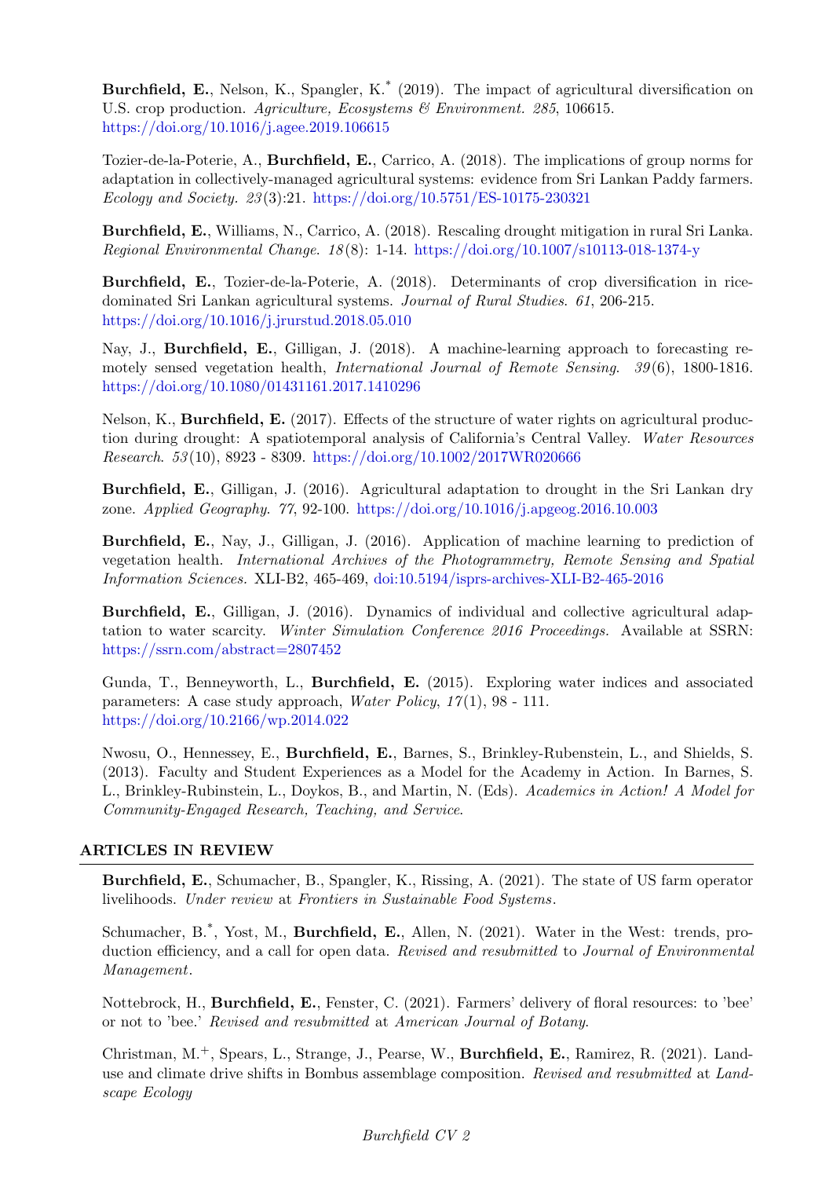**Burchfield, E.**, Nelson, K., Spangler, K.* (2019). The impact of agricultural diversification on U.S. crop production. *Agriculture, Ecosystems & Environment. 285*, 106615. https://doi.org/10.1016/j.agee.2019.106615

Tozier-de-la-Poterie, A., **Burchfield, E.**, Carrico, A. (2018). The implications of group norms for adaptation in collectively-managed agricultural systems: evidence from Sri Lankan Paddy farmers. *Ecology and Society. 23*(3):21. https://doi.org/10.5751/ES-10175-230321

**Burchfield, E.**, Williams, N., Carrico, A. (2018). Rescaling drought mitigation in rural Sri Lanka. *Regional Environmental Change. 18*(8): 1-14. https://doi.org/10.1007/s10113-018-1374-y

**Burchfield, E.**, Tozier-de-la-Poterie, A. (2018). Determinants of crop diversification in rice-dominated Sri Lankan agricultural systems. *Journal of Rural Studies. 61*, 206-215. https://doi.org/10.1016/j.jrurstud.2018.05.010

Nay, J., **Burchfield, E.**, Gilligan, J. (2018). A machine-learning approach to forecasting remotely sensed vegetation health, *International Journal of Remote Sensing. 39*(6), 1800-1816. https://doi.org/10.1080/01431161.2017.1410296

Nelson, K., **Burchfield, E.** (2017). Effects of the structure of water rights on agricultural production during drought: A spatiotemporal analysis of California's Central Valley. *Water Resources Research. 53*(10), 8923 - 8309. https://doi.org/10.1002/2017WR020666

**Burchfield, E.**, Gilligan, J. (2016). Agricultural adaptation to drought in the Sri Lankan dry zone. *Applied Geography. 77*, 92-100. https://doi.org/10.1016/j.apgeog.2016.10.003

**Burchfield, E.**, Nay, J., Gilligan, J. (2016). Application of machine learning to prediction of vegetation health. *International Archives of the Photogrammetry, Remote Sensing and Spatial Information Sciences.* XLI-B2, 465-469, doi:10.5194/isprs-archives-XLI-B2-465-2016

**Burchfield, E.**, Gilligan, J. (2016). Dynamics of individual and collective agricultural adaptation to water scarcity. *Winter Simulation Conference 2016 Proceedings.* Available at SSRN: https://ssrn.com/abstract=2807452

Gunda, T., Benneyworth, L., **Burchfield, E.** (2015). Exploring water indices and associated parameters: A case study approach, *Water Policy, 17*(1), 98 - 111. https://doi.org/10.2166/wp.2014.022

Nwosu, O., Hennessey, E., **Burchfield, E.**, Barnes, S., Brinkley-Rubenstein, L., and Shields, S. (2013). Faculty and Student Experiences as a Model for the Academy in Action. In Barnes, S. L., Brinkley-Rubinstein, L., Doykos, B., and Martin, N. (Eds). *Academics in Action! A Model for Community-Engaged Research, Teaching, and Service.*

## ARTICLES IN REVIEW

**Burchfield, E.**, Schumacher, B., Spangler, K., Rissing, A. (2021). The state of US farm operator livelihoods. *Under review* at *Frontiers in Sustainable Food Systems.*

Schumacher, B.*, Yost, M., **Burchfield, E.**, Allen, N. (2021). Water in the West: trends, production efficiency, and a call for open data. *Revised and resubmitted* to *Journal of Environmental Management.*

Nottebrock, H., **Burchfield, E.**, Fenster, C. (2021). Farmers' delivery of floral resources: to 'bee' or not to 'bee.' *Revised and resubmitted* at *American Journal of Botany.*

Christman, M.+, Spears, L., Strange, J., Pearse, W., **Burchfield, E.**, Ramirez, R. (2021). Land-use and climate drive shifts in Bombus assemblage composition. *Revised and resubmitted* at *Landscape Ecology*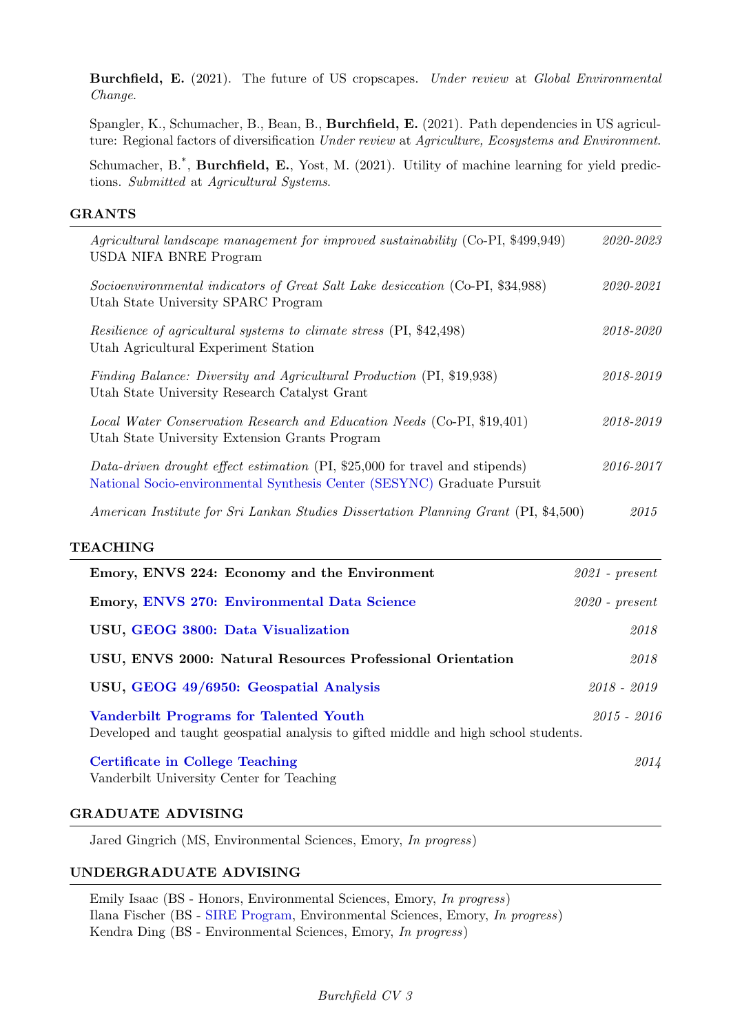**Burchfield, E.** (2021). The future of US cropscapes. *Under review* at *Global Environmental Change.*

Spangler, K., Schumacher, B., Bean, B., **Burchfield, E.** (2021). Path dependencies in US agriculture: Regional factors of diversification *Under review* at *Agriculture, Ecosystems and Environment.*

Schumacher, B.*, **Burchfield, E.**, Yost, M. (2021). Utility of machine learning for yield predictions. *Submitted* at *Agricultural Systems.*

## GRANTS

*Agricultural landscape management for improved sustainability* (Co-PI, $499,949) — *2020-2023*
USDA NIFA BNRE Program

*Socioenvironmental indicators of Great Salt Lake desiccation* (Co-PI, $34,988) — *2020-2021*
Utah State University SPARC Program

*Resilience of agricultural systems to climate stress* (PI, $42,498) — *2018-2020*
Utah Agricultural Experiment Station

*Finding Balance: Diversity and Agricultural Production* (PI, $19,938) — *2018-2019*
Utah State University Research Catalyst Grant

*Local Water Conservation Research and Education Needs* (Co-PI, $19,401) — *2018-2019*
Utah State University Extension Grants Program

*Data-driven drought effect estimation* (PI, $25,000 for travel and stipends) — *2016-2017*
National Socio-environmental Synthesis Center (SESYNC) Graduate Pursuit

*American Institute for Sri Lankan Studies Dissertation Planning Grant* (PI, $4,500) — *2015*

## TEACHING

**Emory, ENVS 224: Economy and the Environment** — *2021 - present*

**Emory, ENVS 270: Environmental Data Science** — *2020 - present*

**USU, GEOG 3800: Data Visualization** — *2018*

**USU, ENVS 2000: Natural Resources Professional Orientation** — *2018*

**USU, GEOG 49/6950: Geospatial Analysis** — *2018 - 2019*

**Vanderbilt Programs for Talented Youth** — *2015 - 2016*
Developed and taught geospatial analysis to gifted middle and high school students.

**Certificate in College Teaching** — *2014*
Vanderbilt University Center for Teaching

## GRADUATE ADVISING

Jared Gingrich (MS, Environmental Sciences, Emory, *In progress*)

## UNDERGRADUATE ADVISING

Emily Isaac (BS - Honors, Environmental Sciences, Emory, *In progress*)
Ilana Fischer (BS - SIRE Program, Environmental Sciences, Emory, *In progress*)
Kendra Ding (BS - Environmental Sciences, Emory, *In progress*)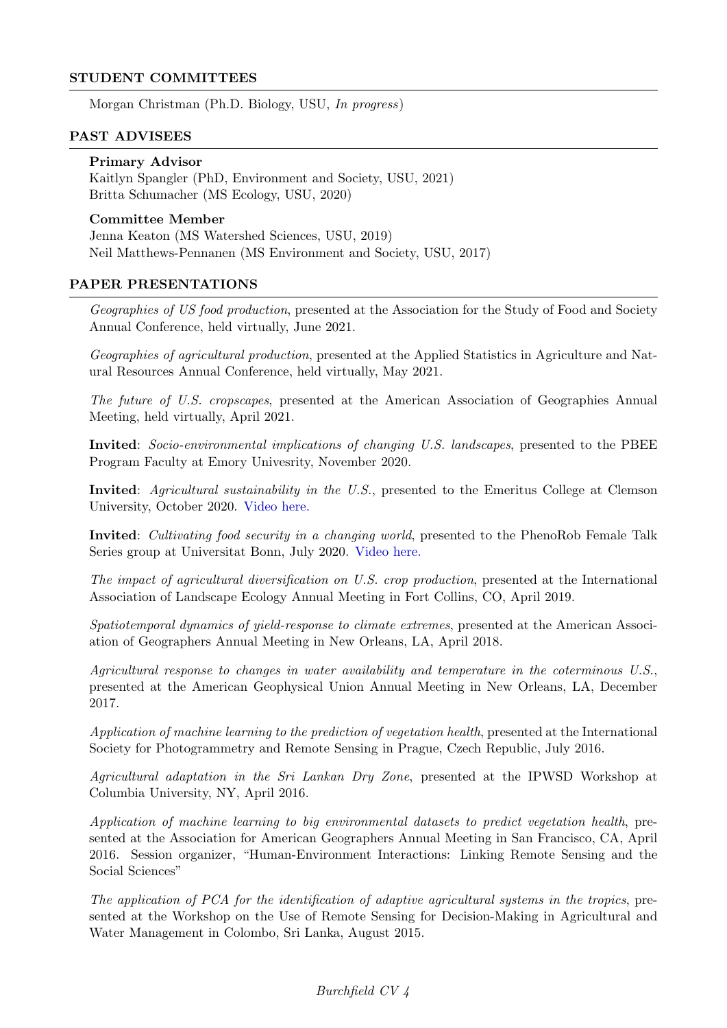## STUDENT COMMITTEES

Morgan Christman (Ph.D. Biology, USU, *In progress*)

## PAST ADVISEES

**Primary Advisor**
Kaitlyn Spangler (PhD, Environment and Society, USU, 2021)
Britta Schumacher (MS Ecology, USU, 2020)

**Committee Member**
Jenna Keaton (MS Watershed Sciences, USU, 2019)
Neil Matthews-Pennanen (MS Environment and Society, USU, 2017)

## PAPER PRESENTATIONS

*Geographies of US food production*, presented at the Association for the Study of Food and Society Annual Conference, held virtually, June 2021.

*Geographies of agricultural production*, presented at the Applied Statistics in Agriculture and Natural Resources Annual Conference, held virtually, May 2021.

*The future of U.S. cropscapes*, presented at the American Association of Geographies Annual Meeting, held virtually, April 2021.

**Invited**: *Socio-environmental implications of changing U.S. landscapes*, presented to the PBEE Program Faculty at Emory Univesrity, November 2020.

**Invited**: *Agricultural sustainability in the U.S.*, presented to the Emeritus College at Clemson University, October 2020. Video here.

**Invited**: *Cultivating food security in a changing world*, presented to the PhenoRob Female Talk Series group at Universitat Bonn, July 2020. Video here.

*The impact of agricultural diversification on U.S. crop production*, presented at the International Association of Landscape Ecology Annual Meeting in Fort Collins, CO, April 2019.

*Spatiotemporal dynamics of yield-response to climate extremes*, presented at the American Association of Geographers Annual Meeting in New Orleans, LA, April 2018.

*Agricultural response to changes in water availability and temperature in the coterminous U.S.*, presented at the American Geophysical Union Annual Meeting in New Orleans, LA, December 2017.

*Application of machine learning to the prediction of vegetation health*, presented at the International Society for Photogrammetry and Remote Sensing in Prague, Czech Republic, July 2016.

*Agricultural adaptation in the Sri Lankan Dry Zone*, presented at the IPWSD Workshop at Columbia University, NY, April 2016.

*Application of machine learning to big environmental datasets to predict vegetation health*, presented at the Association for American Geographers Annual Meeting in San Francisco, CA, April 2016. Session organizer, "Human-Environment Interactions: Linking Remote Sensing and the Social Sciences"

*The application of PCA for the identification of adaptive agricultural systems in the tropics*, presented at the Workshop on the Use of Remote Sensing for Decision-Making in Agricultural and Water Management in Colombo, Sri Lanka, August 2015.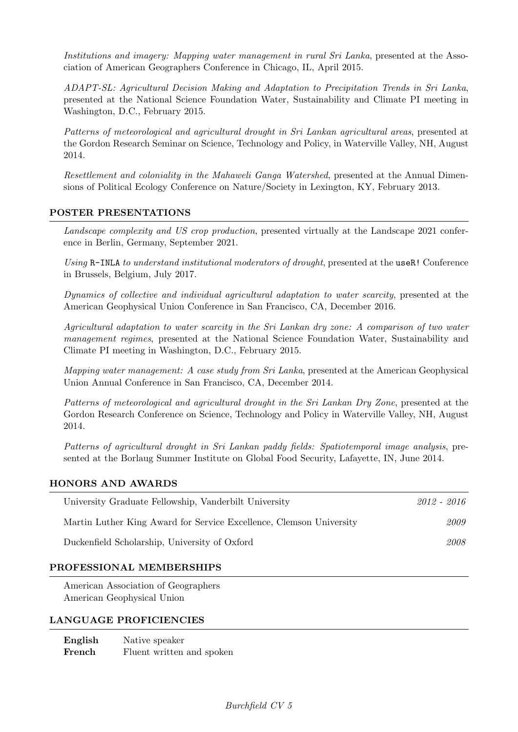*Institutions and imagery: Mapping water management in rural Sri Lanka*, presented at the Association of American Geographers Conference in Chicago, IL, April 2015.

*ADAPT-SL: Agricultural Decision Making and Adaptation to Precipitation Trends in Sri Lanka*, presented at the National Science Foundation Water, Sustainability and Climate PI meeting in Washington, D.C., February 2015.

*Patterns of meteorological and agricultural drought in Sri Lankan agricultural areas*, presented at the Gordon Research Seminar on Science, Technology and Policy, in Waterville Valley, NH, August 2014.

*Resettlement and coloniality in the Mahaweli Ganga Watershed*, presented at the Annual Dimensions of Political Ecology Conference on Nature/Society in Lexington, KY, February 2013.

## POSTER PRESENTATIONS

*Landscape complexity and US crop production*, presented virtually at the Landscape 2021 conference in Berlin, Germany, September 2021.

*Using* `R-INLA` *to understand institutional moderators of drought*, presented at the `useR!` Conference in Brussels, Belgium, July 2017.

*Dynamics of collective and individual agricultural adaptation to water scarcity*, presented at the American Geophysical Union Conference in San Francisco, CA, December 2016.

*Agricultural adaptation to water scarcity in the Sri Lankan dry zone: A comparison of two water management regimes*, presented at the National Science Foundation Water, Sustainability and Climate PI meeting in Washington, D.C., February 2015.

*Mapping water management: A case study from Sri Lanka*, presented at the American Geophysical Union Annual Conference in San Francisco, CA, December 2014.

*Patterns of meteorological and agricultural drought in the Sri Lankan Dry Zone*, presented at the Gordon Research Conference on Science, Technology and Policy in Waterville Valley, NH, August 2014.

*Patterns of agricultural drought in Sri Lankan paddy fields: Spatiotemporal image analysis*, presented at the Borlaug Summer Institute on Global Food Security, Lafayette, IN, June 2014.

## HONORS AND AWARDS

| | |
|---|---|
| University Graduate Fellowship, Vanderbilt University | *2012 - 2016* |
| Martin Luther King Award for Service Excellence, Clemson University | *2009* |
| Duckenfield Scholarship, University of Oxford | *2008* |

## PROFESSIONAL MEMBERSHIPS

American Association of Geographers
American Geophysical Union

## LANGUAGE PROFICIENCIES

| | |
|---|---|
| **English** | Native speaker |
| **French** | Fluent written and spoken |